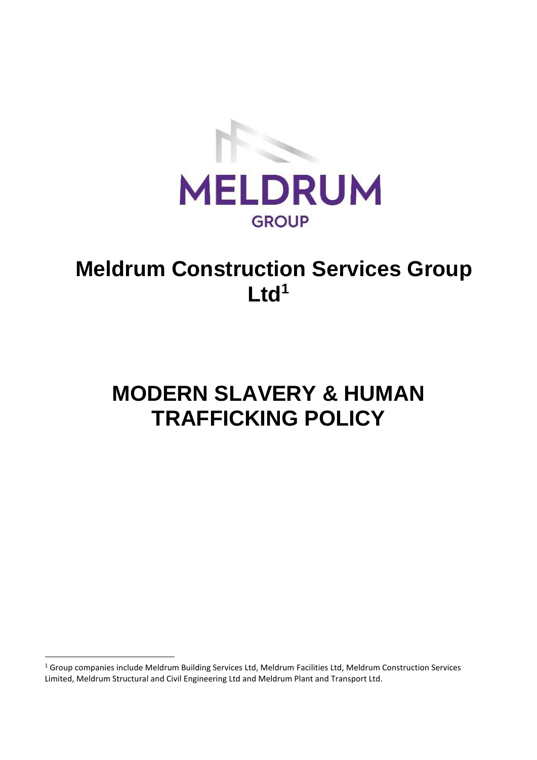MELDRUM

GROUP

# Meldrum Construction Services Group Ltd[1]

# MODERN SLAVERY & HUMAN TRAFFICKING POLICY

[1] Group companies include Meldrum Building Services Ltd, Meldrum Facilities Ltd, Meldrum Construction Services Limited, Meldrum Structural and Civil Engineering Ltd and Meldrum Plant and Transport Ltd.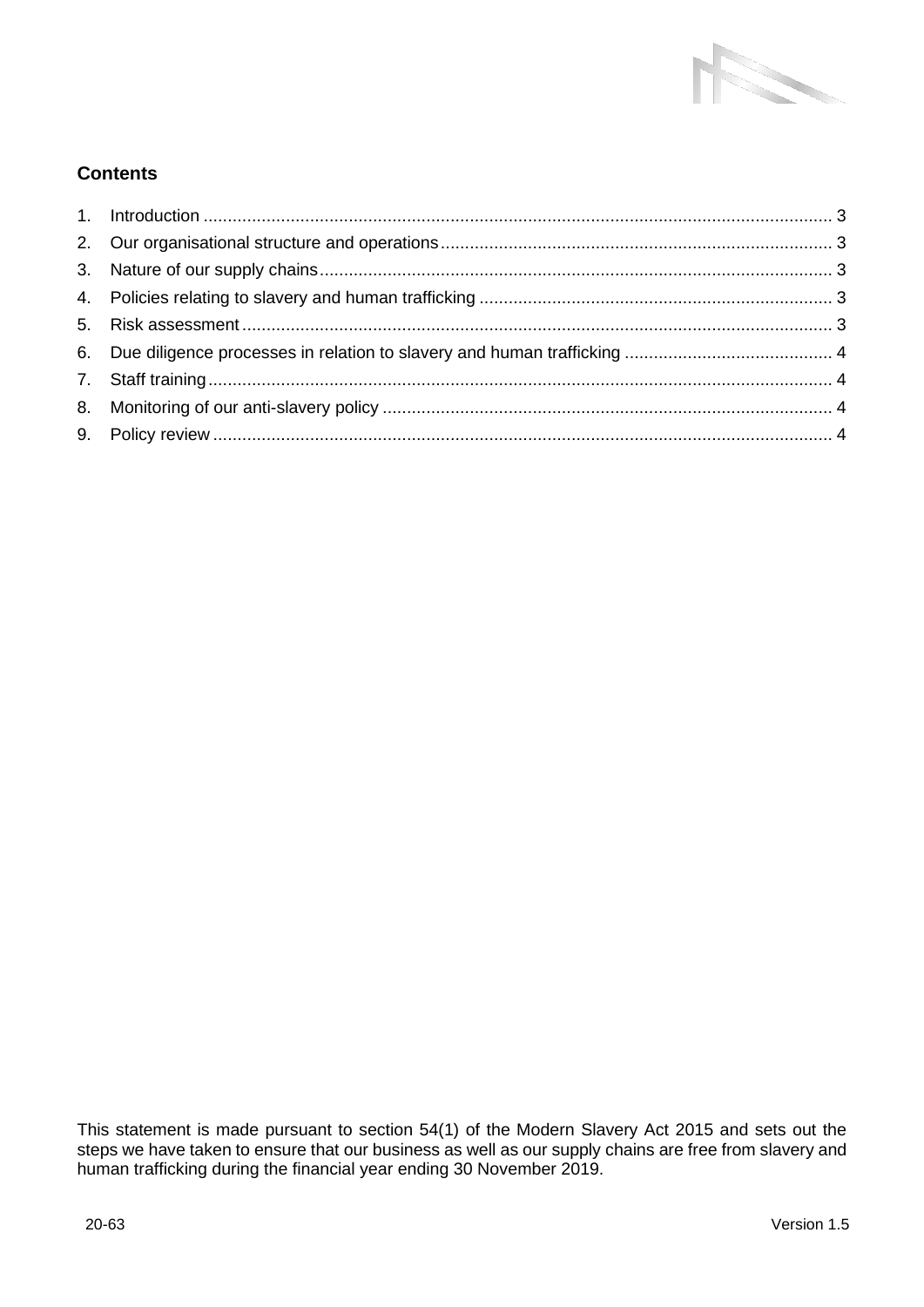## Contents

1. Introduction ........ 3
2. Our organisational structure and operations ........ 3
3. Nature of our supply chains ........ 3
4. Policies relating to slavery and human trafficking ........ 3
5. Risk assessment ........ 3
6. Due diligence processes in relation to slavery and human trafficking ........ 4
7. Staff training ........ 4
8. Monitoring of our anti-slavery policy ........ 4
9. Policy review ........ 4

This statement is made pursuant to section 54(1) of the Modern Slavery Act 2015 and sets out the steps we have taken to ensure that our business as well as our supply chains are free from slavery and human trafficking during the financial year ending 30 November 2019.

20-63 Version 1.5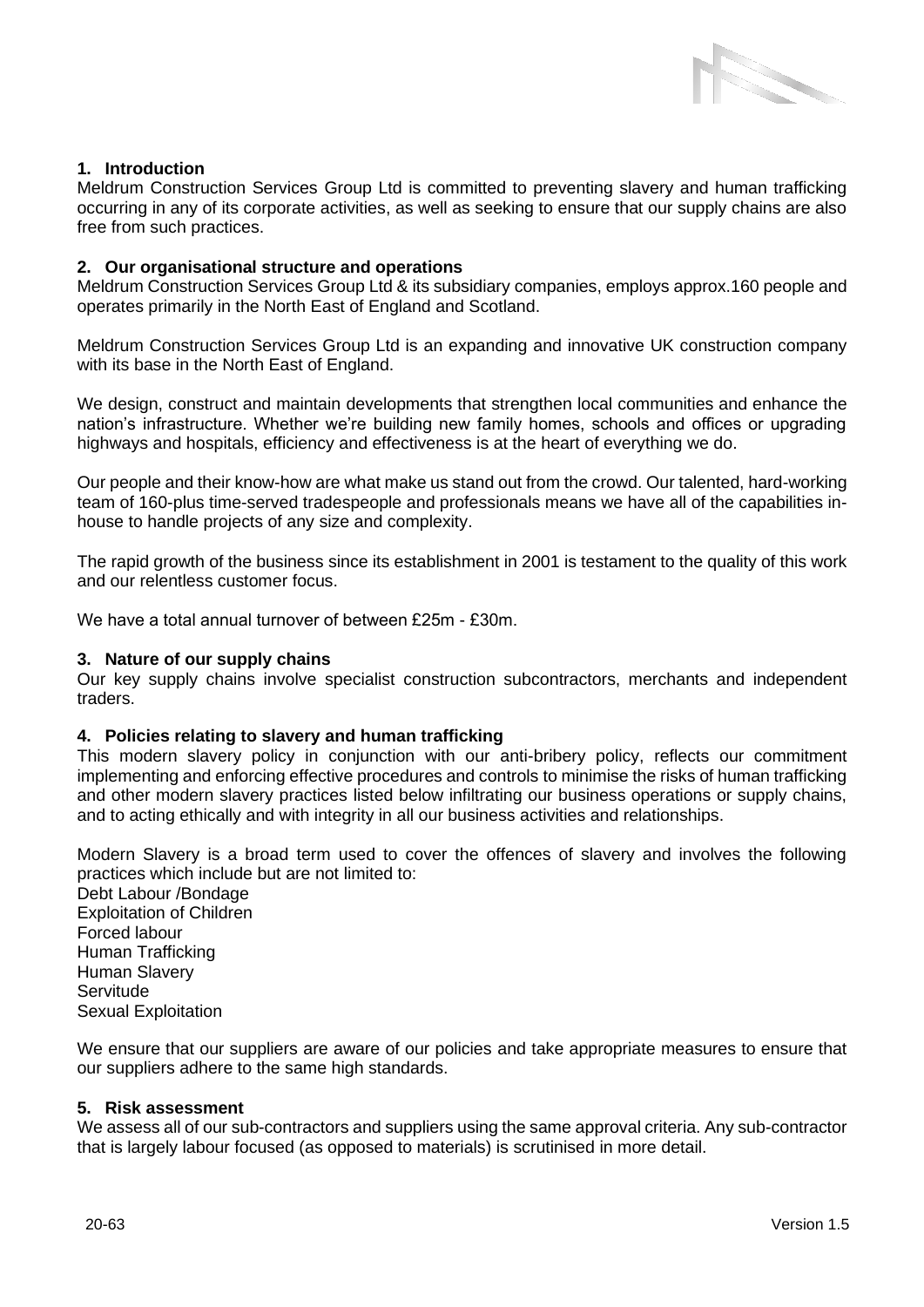## 1. Introduction

Meldrum Construction Services Group Ltd is committed to preventing slavery and human trafficking occurring in any of its corporate activities, as well as seeking to ensure that our supply chains are also free from such practices.

## 2. Our organisational structure and operations

Meldrum Construction Services Group Ltd & its subsidiary companies, employs approx.160 people and operates primarily in the North East of England and Scotland.

Meldrum Construction Services Group Ltd is an expanding and innovative UK construction company with its base in the North East of England.

We design, construct and maintain developments that strengthen local communities and enhance the nation's infrastructure. Whether we're building new family homes, schools and offices or upgrading highways and hospitals, efficiency and effectiveness is at the heart of everything we do.

Our people and their know-how are what make us stand out from the crowd. Our talented, hard-working team of 160-plus time-served tradespeople and professionals means we have all of the capabilities in-house to handle projects of any size and complexity.

The rapid growth of the business since its establishment in 2001 is testament to the quality of this work and our relentless customer focus.

We have a total annual turnover of between £25m - £30m.

## 3. Nature of our supply chains

Our key supply chains involve specialist construction subcontractors, merchants and independent traders.

## 4. Policies relating to slavery and human trafficking

This modern slavery policy in conjunction with our anti-bribery policy, reflects our commitment implementing and enforcing effective procedures and controls to minimise the risks of human trafficking and other modern slavery practices listed below infiltrating our business operations or supply chains, and to acting ethically and with integrity in all our business activities and relationships.

Modern Slavery is a broad term used to cover the offences of slavery and involves the following practices which include but are not limited to:

Debt Labour /Bondage
Exploitation of Children
Forced labour
Human Trafficking
Human Slavery
Servitude
Sexual Exploitation

We ensure that our suppliers are aware of our policies and take appropriate measures to ensure that our suppliers adhere to the same high standards.

## 5. Risk assessment

We assess all of our sub-contractors and suppliers using the same approval criteria. Any sub-contractor that is largely labour focused (as opposed to materials) is scrutinised in more detail.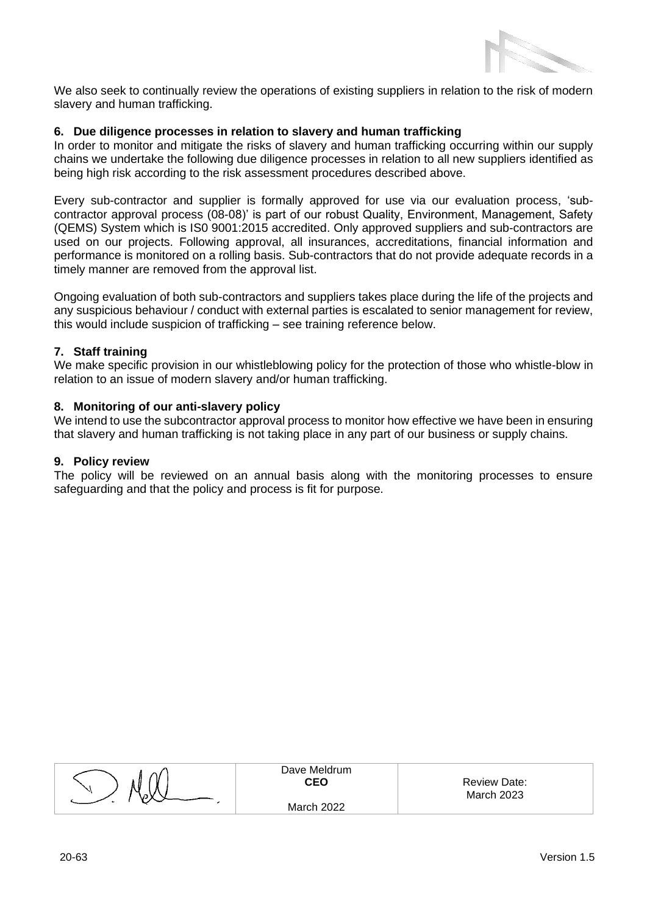We also seek to continually review the operations of existing suppliers in relation to the risk of modern slavery and human trafficking.

## 6. Due diligence processes in relation to slavery and human trafficking

In order to monitor and mitigate the risks of slavery and human trafficking occurring within our supply chains we undertake the following due diligence processes in relation to all new suppliers identified as being high risk according to the risk assessment procedures described above.

Every sub-contractor and supplier is formally approved for use via our evaluation process, 'sub-contractor approval process (08-08)' is part of our robust Quality, Environment, Management, Safety (QEMS) System which is IS0 9001:2015 accredited. Only approved suppliers and sub-contractors are used on our projects. Following approval, all insurances, accreditations, financial information and performance is monitored on a rolling basis. Sub-contractors that do not provide adequate records in a timely manner are removed from the approval list.

Ongoing evaluation of both sub-contractors and suppliers takes place during the life of the projects and any suspicious behaviour / conduct with external parties is escalated to senior management for review, this would include suspicion of trafficking – see training reference below.

## 7. Staff training

We make specific provision in our whistleblowing policy for the protection of those who whistle-blow in relation to an issue of modern slavery and/or human trafficking.

## 8. Monitoring of our anti-slavery policy

We intend to use the subcontractor approval process to monitor how effective we have been in ensuring that slavery and human trafficking is not taking place in any part of our business or supply chains.

## 9. Policy review

The policy will be reviewed on an annual basis along with the monitoring processes to ensure safeguarding and that the policy and process is fit for purpose.

| | | |
|---|---|---|
| [Signature] | Dave Meldrum<br>**CEO**<br><br>March 2022 | Review Date:<br>March 2023 |

20-63

Version 1.5